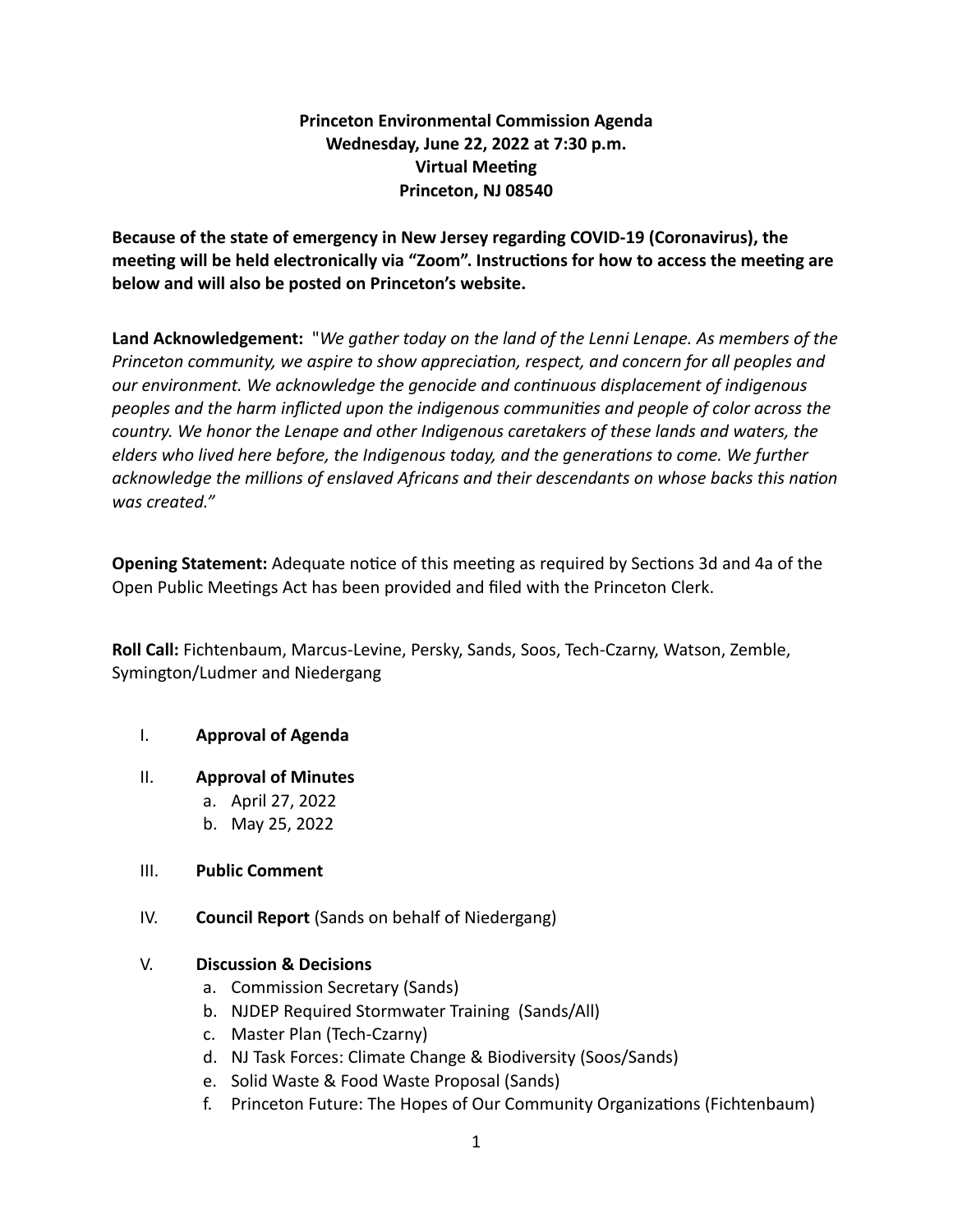# Princeton Environmental Commission Agenda
## Wednesday, June 22, 2022 at 7:30 p.m.
## Virtual Meeting
## Princeton, NJ 08540

**Because of the state of emergency in New Jersey regarding COVID-19 (Coronavirus), the meeting will be held electronically via "Zoom". Instructions for how to access the meeting are below and will also be posted on Princeton's website.**

**Land Acknowledgement:** "*We gather today on the land of the Lenni Lenape. As members of the Princeton community, we aspire to show appreciation, respect, and concern for all peoples and our environment. We acknowledge the genocide and continuous displacement of indigenous peoples and the harm inflicted upon the indigenous communities and people of color across the country. We honor the Lenape and other Indigenous caretakers of these lands and waters, the elders who lived here before, the Indigenous today, and the generations to come. We further acknowledge the millions of enslaved Africans and their descendants on whose backs this nation was created."*

**Opening Statement:** Adequate notice of this meeting as required by Sections 3d and 4a of the Open Public Meetings Act has been provided and filed with the Princeton Clerk.

**Roll Call:** Fichtenbaum, Marcus-Levine, Persky, Sands, Soos, Tech-Czarny, Watson, Zemble, Symington/Ludmer and Niedergang

I. **Approval of Agenda**

II. **Approval of Minutes**
   a. April 27, 2022
   b. May 25, 2022

III. **Public Comment**

IV. **Council Report** (Sands on behalf of Niedergang)

V. **Discussion & Decisions**
   a. Commission Secretary (Sands)
   b. NJDEP Required Stormwater Training (Sands/All)
   c. Master Plan (Tech-Czarny)
   d. NJ Task Forces: Climate Change & Biodiversity (Soos/Sands)
   e. Solid Waste & Food Waste Proposal (Sands)
   f. Princeton Future: The Hopes of Our Community Organizations (Fichtenbaum)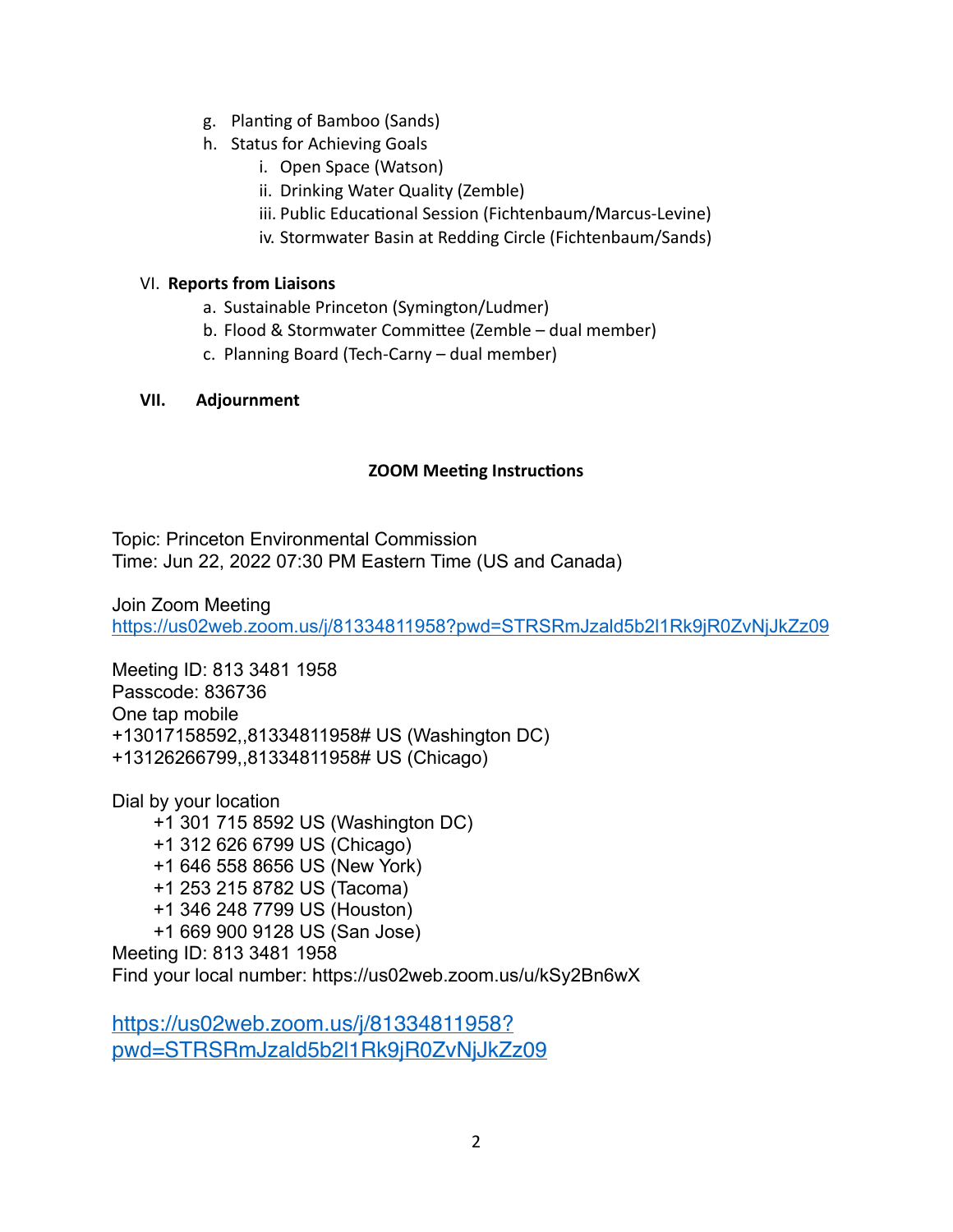g. Planting of Bamboo (Sands)
h. Status for Achieving Goals
    i. Open Space (Watson)
    ii. Drinking Water Quality (Zemble)
    iii. Public Educational Session (Fichtenbaum/Marcus-Levine)
    iv. Stormwater Basin at Redding Circle (Fichtenbaum/Sands)

VI. **Reports from Liaisons**

a. Sustainable Princeton (Symington/Ludmer)
b. Flood & Stormwater Committee (Zemble – dual member)
c. Planning Board (Tech-Carny – dual member)

**VII. Adjournment**

**ZOOM Meeting Instructions**

Topic: Princeton Environmental Commission
Time: Jun 22, 2022 07:30 PM Eastern Time (US and Canada)

Join Zoom Meeting
https://us02web.zoom.us/j/81334811958?pwd=STRSRmJzald5b2l1Rk9jR0ZvNjJkZz09

Meeting ID: 813 3481 1958
Passcode: 836736
One tap mobile
+13017158592,,81334811958# US (Washington DC)
+13126266799,,81334811958# US (Chicago)

Dial by your location
+1 301 715 8592 US (Washington DC)
+1 312 626 6799 US (Chicago)
+1 646 558 8656 US (New York)
+1 253 215 8782 US (Tacoma)
+1 346 248 7799 US (Houston)
+1 669 900 9128 US (San Jose)
Meeting ID: 813 3481 1958
Find your local number: https://us02web.zoom.us/u/kSy2Bn6wX

https://us02web.zoom.us/j/81334811958?pwd=STRSRmJzald5b2l1Rk9jR0ZvNjJkZz09